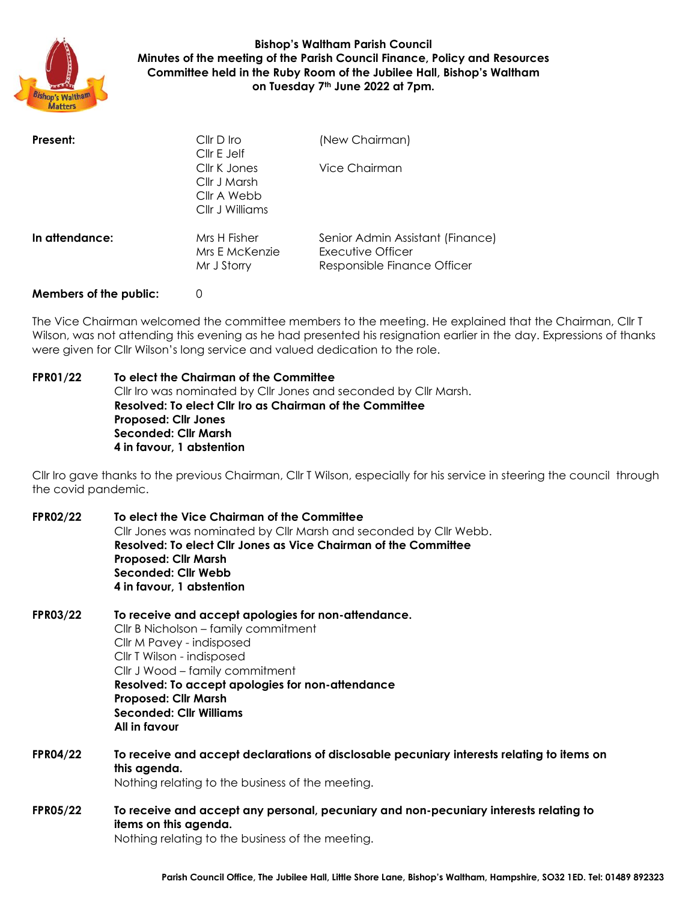**Bishop's Waltham Parish Council**
**Minutes of the meeting of the Parish Council Finance, Policy and Resources Committee held in the Ruby Room of the Jubilee Hall, Bishop's Waltham on Tuesday 7th June 2022 at 7pm.**

| | | |
|---|---|---|
| **Present:** | Cllr D Iro | (New Chairman) |
| | Cllr E Jelf | |
| | Cllr K Jones | Vice Chairman |
| | Cllr J Marsh | |
| | Cllr A Webb | |
| | Cllr J Williams | |
| **In attendance:** | Mrs H Fisher | Senior Admin Assistant (Finance) |
| | Mrs E McKenzie | Executive Officer |
| | Mr J Storry | Responsible Finance Officer |

**Members of the public:** 0

The Vice Chairman welcomed the committee members to the meeting. He explained that the Chairman, Cllr T Wilson, was not attending this evening as he had presented his resignation earlier in the day. Expressions of thanks were given for Cllr Wilson's long service and valued dedication to the role.

**FPR01/22 To elect the Chairman of the Committee**
Cllr Iro was nominated by Cllr Jones and seconded by Cllr Marsh.
**Resolved: To elect Cllr Iro as Chairman of the Committee**
**Proposed: Cllr Jones**
**Seconded: Cllr Marsh**
**4 in favour, 1 abstention**

Cllr Iro gave thanks to the previous Chairman, Cllr T Wilson, especially for his service in steering the council through the covid pandemic.

**FPR02/22 To elect the Vice Chairman of the Committee**
Cllr Jones was nominated by Cllr Marsh and seconded by Cllr Webb.
**Resolved: To elect Cllr Jones as Vice Chairman of the Committee**
**Proposed: Cllr Marsh**
**Seconded: Cllr Webb**
**4 in favour, 1 abstention**

**FPR03/22 To receive and accept apologies for non-attendance.**
Cllr B Nicholson – family commitment
Cllr M Pavey - indisposed
Cllr T Wilson - indisposed
Cllr J Wood – family commitment
**Resolved: To accept apologies for non-attendance**
**Proposed: Cllr Marsh**
**Seconded: Cllr Williams**
**All in favour**

**FPR04/22 To receive and accept declarations of disclosable pecuniary interests relating to items on this agenda.**
Nothing relating to the business of the meeting.

**FPR05/22 To receive and accept any personal, pecuniary and non-pecuniary interests relating to items on this agenda.**
Nothing relating to the business of the meeting.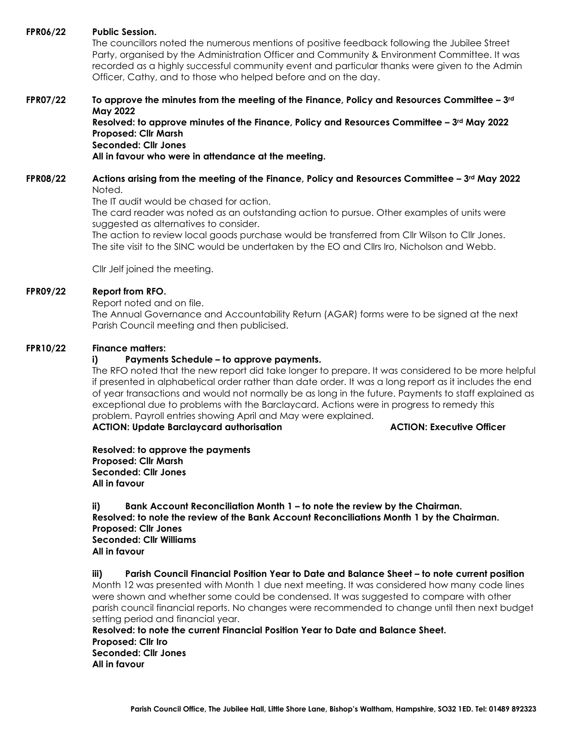**FPR06/22 Public Session.**

The councillors noted the numerous mentions of positive feedback following the Jubilee Street Party, organised by the Administration Officer and Community & Environment Committee. It was recorded as a highly successful community event and particular thanks were given to the Admin Officer, Cathy, and to those who helped before and on the day.

**FPR07/22 To approve the minutes from the meeting of the Finance, Policy and Resources Committee – 3rd May 2022**

**Resolved: to approve minutes of the Finance, Policy and Resources Committee – 3rd May 2022**
**Proposed: Cllr Marsh**
**Seconded: Cllr Jones**
**All in favour who were in attendance at the meeting.**

**FPR08/22 Actions arising from the meeting of the Finance, Policy and Resources Committee – 3rd May 2022**

Noted.

The IT audit would be chased for action.

The card reader was noted as an outstanding action to pursue. Other examples of units were suggested as alternatives to consider.

The action to review local goods purchase would be transferred from Cllr Wilson to Cllr Jones.

The site visit to the SINC would be undertaken by the EO and Cllrs Iro, Nicholson and Webb.

Cllr Jelf joined the meeting.

**FPR09/22 Report from RFO.**

Report noted and on file.

The Annual Governance and Accountability Return (AGAR) forms were to be signed at the next Parish Council meeting and then publicised.

**FPR10/22 Finance matters:**

**i) Payments Schedule – to approve payments.**

The RFO noted that the new report did take longer to prepare. It was considered to be more helpful if presented in alphabetical order rather than date order. It was a long report as it includes the end of year transactions and would not normally be as long in the future. Payments to staff explained as exceptional due to problems with the Barclaycard. Actions were in progress to remedy this problem. Payroll entries showing April and May were explained.

**ACTION: Update Barclaycard authorisation** **ACTION: Executive Officer**

**Resolved: to approve the payments**
**Proposed: Cllr Marsh**
**Seconded: Cllr Jones**
**All in favour**

**ii) Bank Account Reconciliation Month 1 – to note the review by the Chairman.**

**Resolved: to note the review of the Bank Account Reconciliations Month 1 by the Chairman.**
**Proposed: Cllr Jones**
**Seconded: Cllr Williams**
**All in favour**

**iii) Parish Council Financial Position Year to Date and Balance Sheet – to note current position**

Month 12 was presented with Month 1 due next meeting. It was considered how many code lines were shown and whether some could be condensed. It was suggested to compare with other parish council financial reports. No changes were recommended to change until then next budget setting period and financial year.

**Resolved: to note the current Financial Position Year to Date and Balance Sheet.**
**Proposed: Cllr Iro**
**Seconded: Cllr Jones**
**All in favour**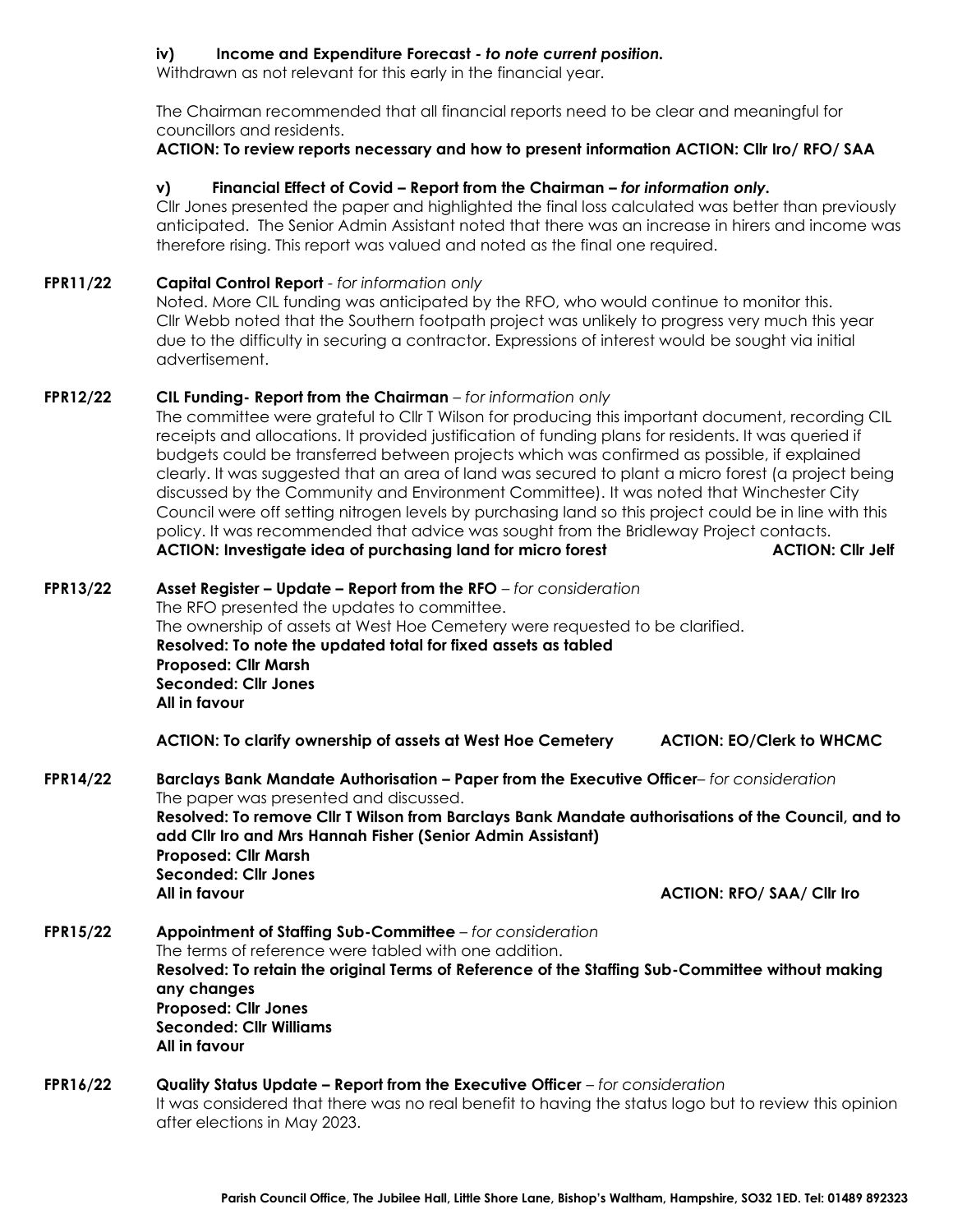**iv) Income and Expenditure Forecast -** ***to note current position.***

Withdrawn as not relevant for this early in the financial year.

The Chairman recommended that all financial reports need to be clear and meaningful for councillors and residents.

**ACTION: To review reports necessary and how to present information ACTION: Cllr Iro/ RFO/ SAA**

**v) Financial Effect of Covid – Report from the Chairman –** ***for information only.***

Cllr Jones presented the paper and highlighted the final loss calculated was better than previously anticipated. The Senior Admin Assistant noted that there was an increase in hirers and income was therefore rising. This report was valued and noted as the final one required.

**FPR11/22 Capital Control Report** - *for information only*

Noted. More CIL funding was anticipated by the RFO, who would continue to monitor this. Cllr Webb noted that the Southern footpath project was unlikely to progress very much this year due to the difficulty in securing a contractor. Expressions of interest would be sought via initial advertisement.

**FPR12/22 CIL Funding- Report from the Chairman** – *for information only*

The committee were grateful to Cllr T Wilson for producing this important document, recording CIL receipts and allocations. It provided justification of funding plans for residents. It was queried if budgets could be transferred between projects which was confirmed as possible, if explained clearly. It was suggested that an area of land was secured to plant a micro forest (a project being discussed by the Community and Environment Committee). It was noted that Winchester City Council were off setting nitrogen levels by purchasing land so this project could be in line with this policy. It was recommended that advice was sought from the Bridleway Project contacts.

**ACTION: Investigate idea of purchasing land for micro forest ACTION: Cllr Jelf**

**FPR13/22 Asset Register – Update – Report from the RFO** – *for consideration*

The RFO presented the updates to committee.
The ownership of assets at West Hoe Cemetery were requested to be clarified.

**Resolved: To note the updated total for fixed assets as tabled**
**Proposed: Cllr Marsh**
**Seconded: Cllr Jones**
**All in favour**

**ACTION: To clarify ownership of assets at West Hoe Cemetery ACTION: EO/Clerk to WHCMC**

**FPR14/22 Barclays Bank Mandate Authorisation – Paper from the Executive Officer**– *for consideration*

The paper was presented and discussed.

**Resolved: To remove Cllr T Wilson from Barclays Bank Mandate authorisations of the Council, and to add Cllr Iro and Mrs Hannah Fisher (Senior Admin Assistant)**
**Proposed: Cllr Marsh**
**Seconded: Cllr Jones**
**All in favour ACTION: RFO/ SAA/ Cllr Iro**

**FPR15/22 Appointment of Staffing Sub-Committee** – *for consideration*

The terms of reference were tabled with one addition.

**Resolved: To retain the original Terms of Reference of the Staffing Sub-Committee without making any changes**
**Proposed: Cllr Jones**
**Seconded: Cllr Williams**
**All in favour**

**FPR16/22 Quality Status Update – Report from the Executive Officer** – *for consideration*

It was considered that there was no real benefit to having the status logo but to review this opinion after elections in May 2023.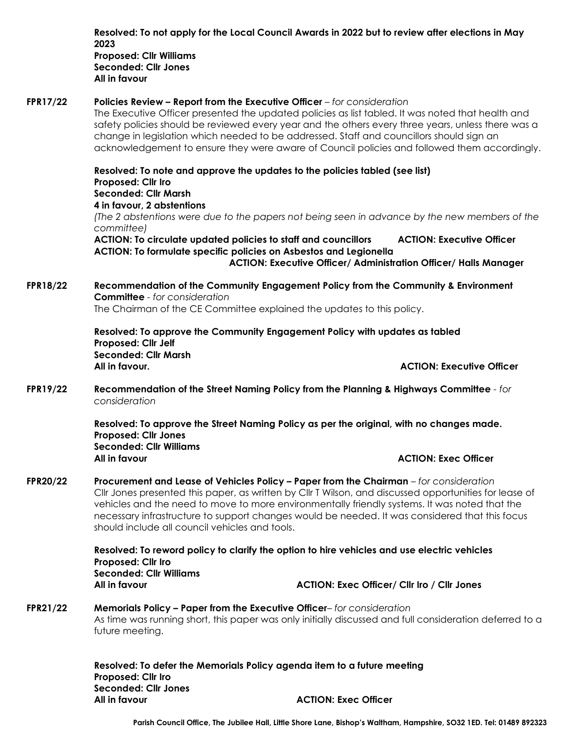**Resolved: To not apply for the Local Council Awards in 2022 but to review after elections in May 2023**
**Proposed: Cllr Williams**
**Seconded: Cllr Jones**
**All in favour**

**FPR17/22 Policies Review – Report from the Executive Officer** – *for consideration*

The Executive Officer presented the updated policies as list tabled. It was noted that health and safety policies should be reviewed every year and the others every three years, unless there was a change in legislation which needed to be addressed. Staff and councillors should sign an acknowledgement to ensure they were aware of Council policies and followed them accordingly.

**Resolved: To note and approve the updates to the policies tabled (see list)**
**Proposed: Cllr Iro**
**Seconded: Cllr Marsh**
**4 in favour, 2 abstentions**
*(The 2 abstentions were due to the papers not being seen in advance by the new members of the committee)*
**ACTION: To circulate updated policies to staff and councillors ACTION: Executive Officer**
**ACTION: To formulate specific policies on Asbestos and Legionella**
**ACTION: Executive Officer/ Administration Officer/ Halls Manager**

**FPR18/22 Recommendation of the Community Engagement Policy from the Community & Environment Committee** - *for consideration*

The Chairman of the CE Committee explained the updates to this policy.

**Resolved: To approve the Community Engagement Policy with updates as tabled**
**Proposed: Cllr Jelf**
**Seconded: Cllr Marsh**
**All in favour. ACTION: Executive Officer**

**FPR19/22 Recommendation of the Street Naming Policy from the Planning & Highways Committee** - *for consideration*

**Resolved: To approve the Street Naming Policy as per the original, with no changes made.**
**Proposed: Cllr Jones**
**Seconded: Cllr Williams**
**All in favour ACTION: Exec Officer**

**FPR20/22 Procurement and Lease of Vehicles Policy – Paper from the Chairman** – *for consideration*

Cllr Jones presented this paper, as written by Cllr T Wilson, and discussed opportunities for lease of vehicles and the need to move to more environmentally friendly systems. It was noted that the necessary infrastructure to support changes would be needed. It was considered that this focus should include all council vehicles and tools.

**Resolved: To reword policy to clarify the option to hire vehicles and use electric vehicles**
**Proposed: Cllr Iro**
**Seconded: Cllr Williams**
**All in favour ACTION: Exec Officer/ Cllr Iro / Cllr Jones**

**FPR21/22 Memorials Policy – Paper from the Executive Officer**– *for consideration*

As time was running short, this paper was only initially discussed and full consideration deferred to a future meeting.

**Resolved: To defer the Memorials Policy agenda item to a future meeting**
**Proposed: Cllr Iro**
**Seconded: Cllr Jones**
**All in favour ACTION: Exec Officer**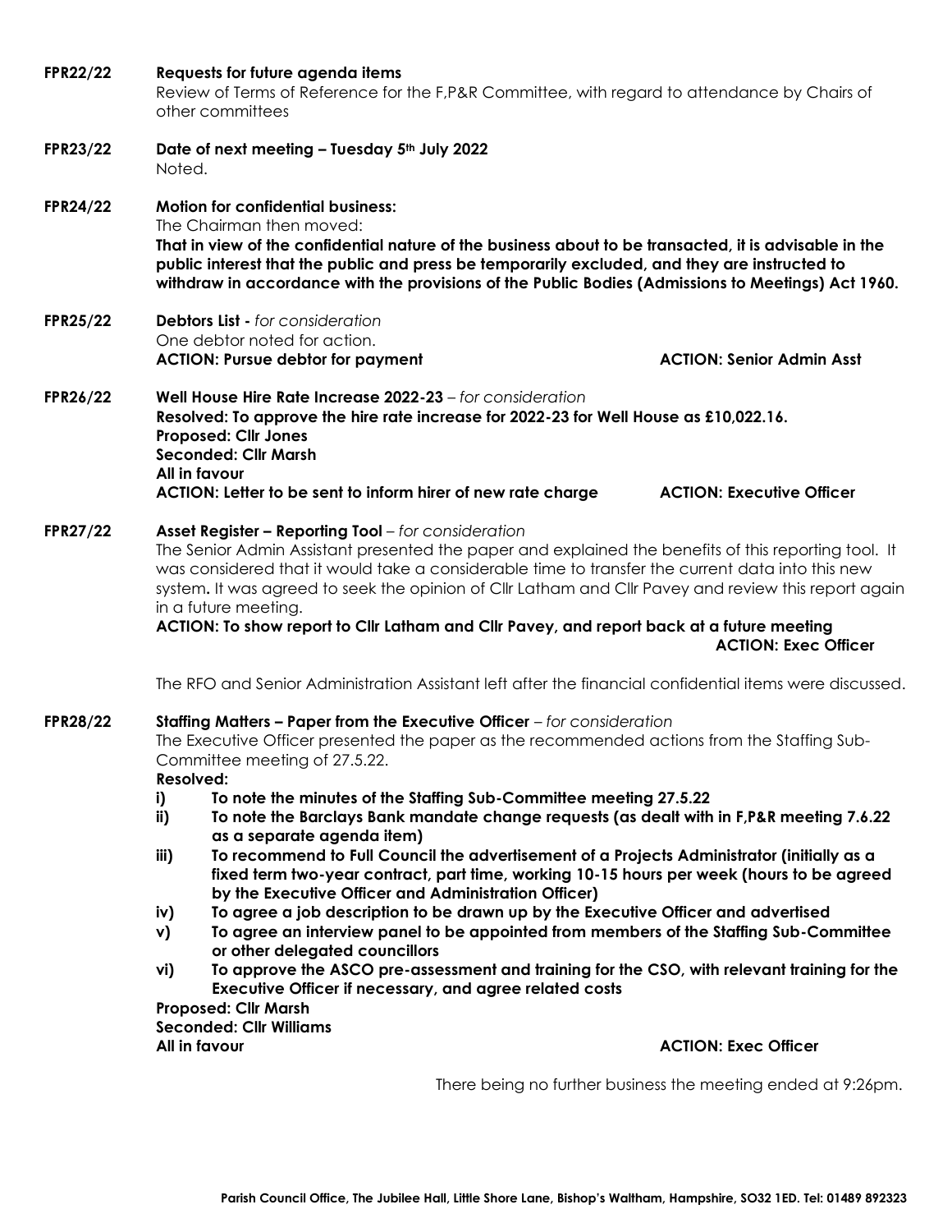**FPR22/22** **Requests for future agenda items**
Review of Terms of Reference for the F,P&R Committee, with regard to attendance by Chairs of other committees

**FPR23/22** **Date of next meeting – Tuesday 5th July 2022**
Noted.

**FPR24/22** **Motion for confidential business:**
The Chairman then moved:
**That in view of the confidential nature of the business about to be transacted, it is advisable in the public interest that the public and press be temporarily excluded, and they are instructed to withdraw in accordance with the provisions of the Public Bodies (Admissions to Meetings) Act 1960.**

**FPR25/22** **Debtors List -** *for consideration*
One debtor noted for action.
**ACTION: Pursue debtor for payment** **ACTION: Senior Admin Asst**

**FPR26/22** **Well House Hire Rate Increase 2022-23** – *for consideration*
**Resolved: To approve the hire rate increase for 2022-23 for Well House as £10,022.16.**
**Proposed: Cllr Jones**
**Seconded: Cllr Marsh**
**All in favour**
**ACTION: Letter to be sent to inform hirer of new rate charge** **ACTION: Executive Officer**

**FPR27/22** **Asset Register – Reporting Tool** – *for consideration*
The Senior Admin Assistant presented the paper and explained the benefits of this reporting tool. It was considered that it would take a considerable time to transfer the current data into this new system. It was agreed to seek the opinion of Cllr Latham and Cllr Pavey and review this report again in a future meeting.
**ACTION: To show report to Cllr Latham and Cllr Pavey, and report back at a future meeting**
**ACTION: Exec Officer**

The RFO and Senior Administration Assistant left after the financial confidential items were discussed.

**FPR28/22** **Staffing Matters – Paper from the Executive Officer** – *for consideration*
The Executive Officer presented the paper as the recommended actions from the Staffing Sub-Committee meeting of 27.5.22.
**Resolved:**

- **i) To note the minutes of the Staffing Sub-Committee meeting 27.5.22**
- **ii) To note the Barclays Bank mandate change requests (as dealt with in F,P&R meeting 7.6.22 as a separate agenda item)**
- **iii) To recommend to Full Council the advertisement of a Projects Administrator (initially as a fixed term two-year contract, part time, working 10-15 hours per week (hours to be agreed by the Executive Officer and Administration Officer)**
- **iv) To agree a job description to be drawn up by the Executive Officer and advertised**
- **v) To agree an interview panel to be appointed from members of the Staffing Sub-Committee or other delegated councillors**
- **vi) To approve the ASCO pre-assessment and training for the CSO, with relevant training for the Executive Officer if necessary, and agree related costs**

**Proposed: Cllr Marsh**
**Seconded: Cllr Williams**
**All in favour** **ACTION: Exec Officer**

There being no further business the meeting ended at 9:26pm.

**Parish Council Office, The Jubilee Hall, Little Shore Lane, Bishop's Waltham, Hampshire, SO32 1ED. Tel: 01489 892323**